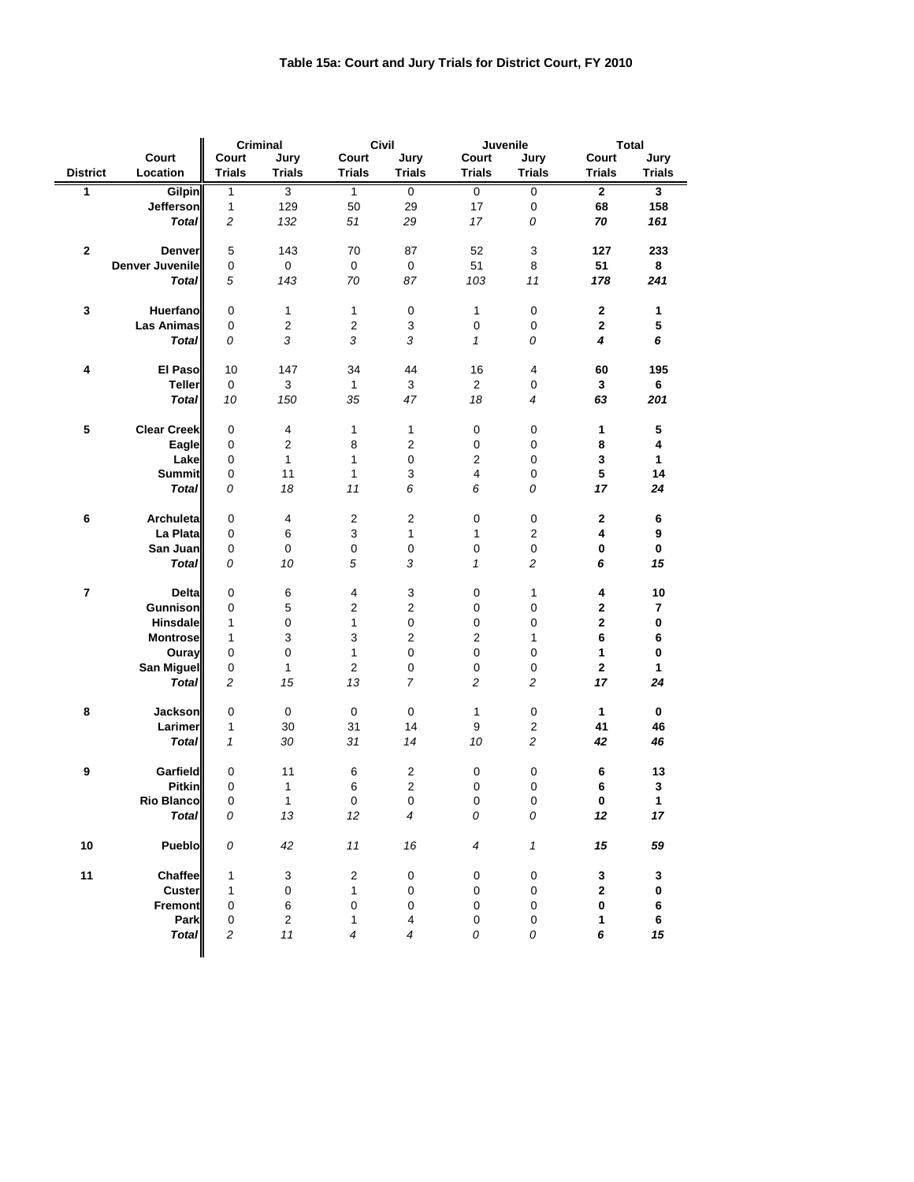# Table 15a: Court and Jury Trials for District Court, FY 2010

| District | Court Location | Criminal | | Civil | | Juvenile | | Total | |
|---|---|---|---|---|---|---|---|---|---|
| | | Court Trials | Jury Trials | Court Trials | Jury Trials | Court Trials | Jury Trials | Court Trials | Jury Trials |
| 1 | Gilpin | 1 | 3 | 1 | 0 | 0 | 0 | **2** | **3** |
| | Jefferson | 1 | 129 | 50 | 29 | 17 | 0 | **68** | **158** |
| | ***Total*** | *2* | *132* | *51* | *29* | *17* | *0* | ***70*** | ***161*** |
| 2 | Denver | 5 | 143 | 70 | 87 | 52 | 3 | **127** | **233** |
| | Denver Juvenile | 0 | 0 | 0 | 0 | 51 | 8 | **51** | **8** |
| | ***Total*** | *5* | *143* | *70* | *87* | *103* | *11* | ***178*** | ***241*** |
| 3 | Huerfano | 0 | 1 | 1 | 0 | 1 | 0 | **2** | **1** |
| | Las Animas | 0 | 2 | 2 | 3 | 0 | 0 | **2** | **5** |
| | ***Total*** | *0* | *3* | *3* | *3* | *1* | *0* | ***4*** | ***6*** |
| 4 | El Paso | 10 | 147 | 34 | 44 | 16 | 4 | **60** | **195** |
| | Teller | 0 | 3 | 1 | 3 | 2 | 0 | **3** | **6** |
| | ***Total*** | *10* | *150* | *35* | *47* | *18* | *4* | ***63*** | ***201*** |
| 5 | Clear Creek | 0 | 4 | 1 | 1 | 0 | 0 | **1** | **5** |
| | Eagle | 0 | 2 | 8 | 2 | 0 | 0 | **8** | **4** |
| | Lake | 0 | 1 | 1 | 0 | 2 | 0 | **3** | **1** |
| | Summit | 0 | 11 | 1 | 3 | 4 | 0 | **5** | **14** |
| | ***Total*** | *0* | *18* | *11* | *6* | *6* | *0* | ***17*** | ***24*** |
| 6 | Archuleta | 0 | 4 | 2 | 2 | 0 | 0 | **2** | **6** |
| | La Plata | 0 | 6 | 3 | 1 | 1 | 2 | **4** | **9** |
| | San Juan | 0 | 0 | 0 | 0 | 0 | 0 | **0** | **0** |
| | ***Total*** | *0* | *10* | *5* | *3* | *1* | *2* | ***6*** | ***15*** |
| 7 | Delta | 0 | 6 | 4 | 3 | 0 | 1 | **4** | **10** |
| | Gunnison | 0 | 5 | 2 | 2 | 0 | 0 | **2** | **7** |
| | Hinsdale | 1 | 0 | 1 | 0 | 0 | 0 | **2** | **0** |
| | Montrose | 1 | 3 | 3 | 2 | 2 | 1 | **6** | **6** |
| | Ouray | 0 | 0 | 1 | 0 | 0 | 0 | **1** | **0** |
| | San Miguel | 0 | 1 | 2 | 0 | 0 | 0 | **2** | **1** |
| | ***Total*** | *2* | *15* | *13* | *7* | *2* | *2* | ***17*** | ***24*** |
| 8 | Jackson | 0 | 0 | 0 | 0 | 1 | 0 | **1** | **0** |
| | Larimer | 1 | 30 | 31 | 14 | 9 | 2 | **41** | **46** |
| | ***Total*** | *1* | *30* | *31* | *14* | *10* | *2* | ***42*** | ***46*** |
| 9 | Garfield | 0 | 11 | 6 | 2 | 0 | 0 | **6** | **13** |
| | Pitkin | 0 | 1 | 6 | 2 | 0 | 0 | **6** | **3** |
| | Rio Blanco | 0 | 1 | 0 | 0 | 0 | 0 | **0** | **1** |
| | ***Total*** | *0* | *13* | *12* | *4* | *0* | *0* | ***12*** | ***17*** |
| 10 | Pueblo | *0* | *42* | *11* | *16* | *4* | *1* | ***15*** | ***59*** |
| 11 | Chaffee | 1 | 3 | 2 | 0 | 0 | 0 | **3** | **3** |
| | Custer | 1 | 0 | 1 | 0 | 0 | 0 | **2** | **0** |
| | Fremont | 0 | 6 | 0 | 0 | 0 | 0 | **0** | **6** |
| | Park | 0 | 2 | 1 | 4 | 0 | 0 | **1** | **6** |
| | ***Total*** | *2* | *11* | *4* | *4* | *0* | *0* | ***6*** | ***15*** |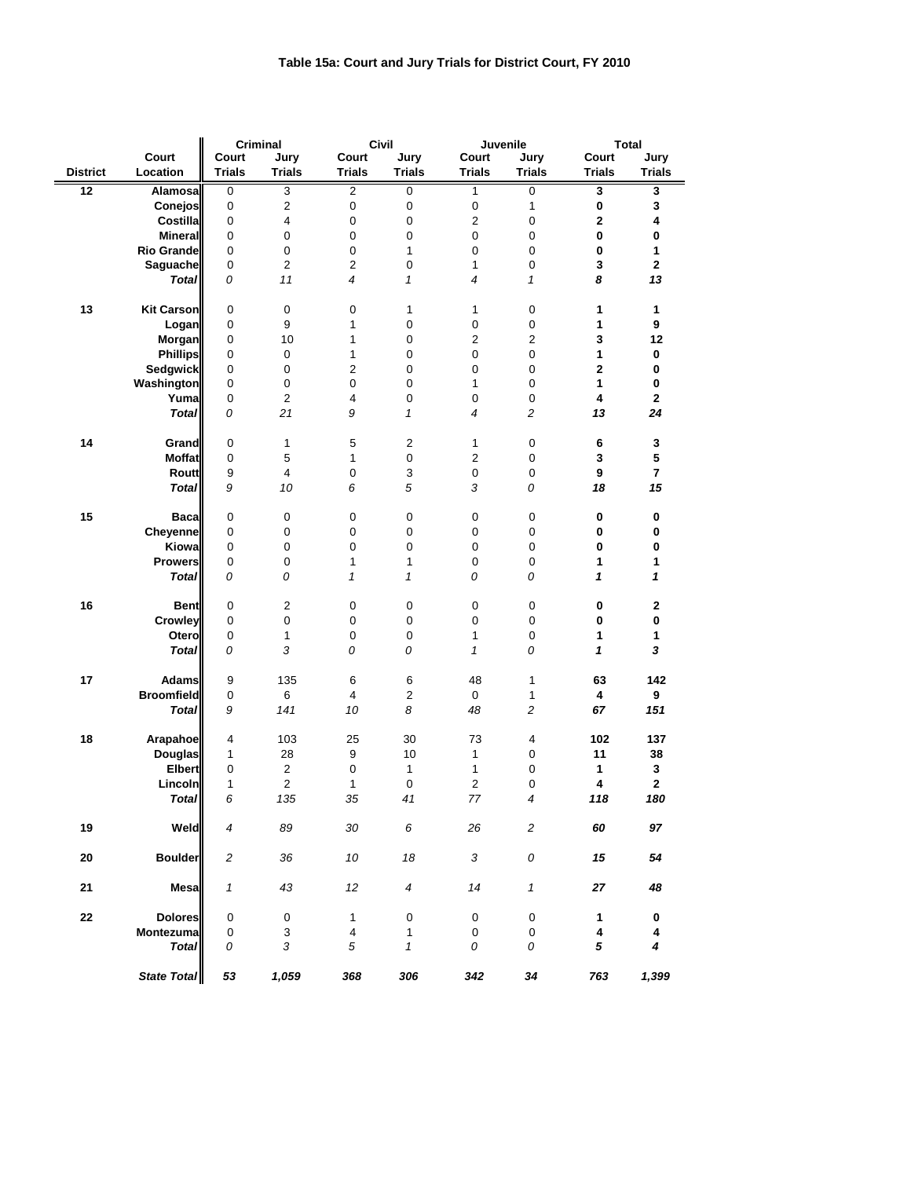### Table 15a: Court and Jury Trials for District Court, FY 2010

| | | Criminal | | Civil | | Juvenile | | Total | |
|---|---|---|---|---|---|---|---|---|---|
| District | Court Location | Court Trials | Jury Trials | Court Trials | Jury Trials | Court Trials | Jury Trials | Court Trials | Jury Trials |
| 12 | Alamosa | 0 | 3 | 2 | 0 | 1 | 0 | **3** | **3** |
| | Conejos | 0 | 2 | 0 | 0 | 0 | 1 | **0** | **3** |
| | Costilla | 0 | 4 | 0 | 0 | 2 | 0 | **2** | **4** |
| | Mineral | 0 | 0 | 0 | 0 | 0 | 0 | **0** | **0** |
| | Rio Grande | 0 | 0 | 0 | 1 | 0 | 0 | **0** | **1** |
| | Saguache | 0 | 2 | 2 | 0 | 1 | 0 | **3** | **2** |
| | ***Total*** | *0* | *11* | *4* | *1* | *4* | *1* | ***8*** | ***13*** |
| 13 | Kit Carson | 0 | 0 | 0 | 1 | 1 | 0 | **1** | **1** |
| | Logan | 0 | 9 | 1 | 0 | 0 | 0 | **1** | **9** |
| | Morgan | 0 | 10 | 1 | 0 | 2 | 2 | **3** | **12** |
| | Phillips | 0 | 0 | 1 | 0 | 0 | 0 | **1** | **0** |
| | Sedgwick | 0 | 0 | 2 | 0 | 0 | 0 | **2** | **0** |
| | Washington | 0 | 0 | 0 | 0 | 1 | 0 | **1** | **0** |
| | Yuma | 0 | 2 | 4 | 0 | 0 | 0 | **4** | **2** |
| | ***Total*** | *0* | *21* | *9* | *1* | *4* | *2* | ***13*** | ***24*** |
| 14 | Grand | 0 | 1 | 5 | 2 | 1 | 0 | **6** | **3** |
| | Moffat | 0 | 5 | 1 | 0 | 2 | 0 | **3** | **5** |
| | Routt | 9 | 4 | 0 | 3 | 0 | 0 | **9** | **7** |
| | ***Total*** | *9* | *10* | *6* | *5* | *3* | *0* | ***18*** | ***15*** |
| 15 | Baca | 0 | 0 | 0 | 0 | 0 | 0 | **0** | **0** |
| | Cheyenne | 0 | 0 | 0 | 0 | 0 | 0 | **0** | **0** |
| | Kiowa | 0 | 0 | 0 | 0 | 0 | 0 | **0** | **0** |
| | Prowers | 0 | 0 | 1 | 1 | 0 | 0 | **1** | **1** |
| | ***Total*** | *0* | *0* | *1* | *1* | *0* | *0* | ***1*** | ***1*** |
| 16 | Bent | 0 | 2 | 0 | 0 | 0 | 0 | **0** | **2** |
| | Crowley | 0 | 0 | 0 | 0 | 0 | 0 | **0** | **0** |
| | Otero | 0 | 1 | 0 | 0 | 1 | 0 | **1** | **1** |
| | ***Total*** | *0* | *3* | *0* | *0* | *1* | *0* | ***1*** | ***3*** |
| 17 | Adams | 9 | 135 | 6 | 6 | 48 | 1 | **63** | **142** |
| | Broomfield | 0 | 6 | 4 | 2 | 0 | 1 | **4** | **9** |
| | ***Total*** | *9* | *141* | *10* | *8* | *48* | *2* | ***67*** | ***151*** |
| 18 | Arapahoe | 4 | 103 | 25 | 30 | 73 | 4 | **102** | **137** |
| | Douglas | 1 | 28 | 9 | 10 | 1 | 0 | **11** | **38** |
| | Elbert | 0 | 2 | 0 | 1 | 1 | 0 | **1** | **3** |
| | Lincoln | 1 | 2 | 1 | 0 | 2 | 0 | **4** | **2** |
| | ***Total*** | *6* | *135* | *35* | *41* | *77* | *4* | ***118*** | ***180*** |
| 19 | Weld | *4* | *89* | *30* | *6* | *26* | *2* | ***60*** | ***97*** |
| 20 | Boulder | *2* | *36* | *10* | *18* | *3* | *0* | ***15*** | ***54*** |
| 21 | Mesa | *1* | *43* | *12* | *4* | *14* | *1* | ***27*** | ***48*** |
| 22 | Dolores | 0 | 0 | 1 | 0 | 0 | 0 | **1** | **0** |
| | Montezuma | 0 | 3 | 4 | 1 | 0 | 0 | **4** | **4** |
| | ***Total*** | *0* | *3* | *5* | *1* | *0* | *0* | ***5*** | ***4*** |
| | ***State Total*** | ***53*** | ***1,059*** | ***368*** | ***306*** | ***342*** | ***34*** | ***763*** | ***1,399*** |